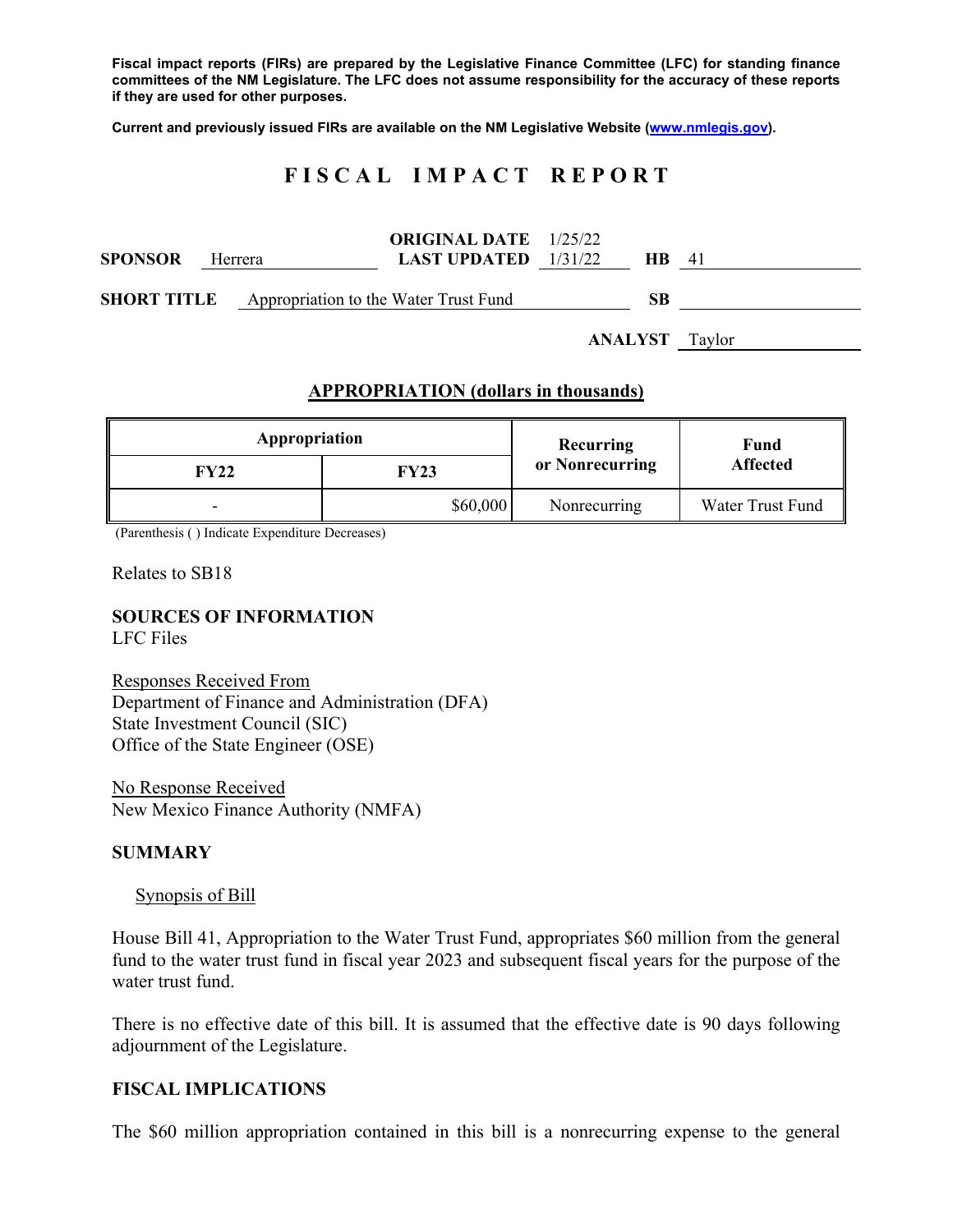**Fiscal impact reports (FIRs) are prepared by the Legislative Finance Committee (LFC) for standing finance committees of the NM Legislature. The LFC does not assume responsibility for the accuracy of these reports if they are used for other purposes.**

**Current and previously issued FIRs are available on the NM Legislative Website (www.nmlegis.gov).**

# F I S C A L   I M P A C T   R E P O R T

**SPONSOR** Herrera  **ORIGINAL DATE** 1/25/22  **LAST UPDATED** 1/31/22  **HB** 41

**SHORT TITLE** Appropriation to the Water Trust Fund  **SB**

**ANALYST** Taylor

## APPROPRIATION (dollars in thousands)

| Appropriation | | Recurring or Nonrecurring | Fund Affected |
|---|---|---|---|
| **FY22** | **FY23** | | |
| - | $60,000 | Nonrecurring | Water Trust Fund |

(Parenthesis ( ) Indicate Expenditure Decreases)

Relates to SB18

**SOURCES OF INFORMATION**
LFC Files

Responses Received From
Department of Finance and Administration (DFA)
State Investment Council (SIC)
Office of the State Engineer (OSE)

No Response Received
New Mexico Finance Authority (NMFA)

**SUMMARY**

Synopsis of Bill

House Bill 41, Appropriation to the Water Trust Fund, appropriates $60 million from the general fund to the water trust fund in fiscal year 2023 and subsequent fiscal years for the purpose of the water trust fund.

There is no effective date of this bill. It is assumed that the effective date is 90 days following adjournment of the Legislature.

**FISCAL IMPLICATIONS**

The $60 million appropriation contained in this bill is a nonrecurring expense to the general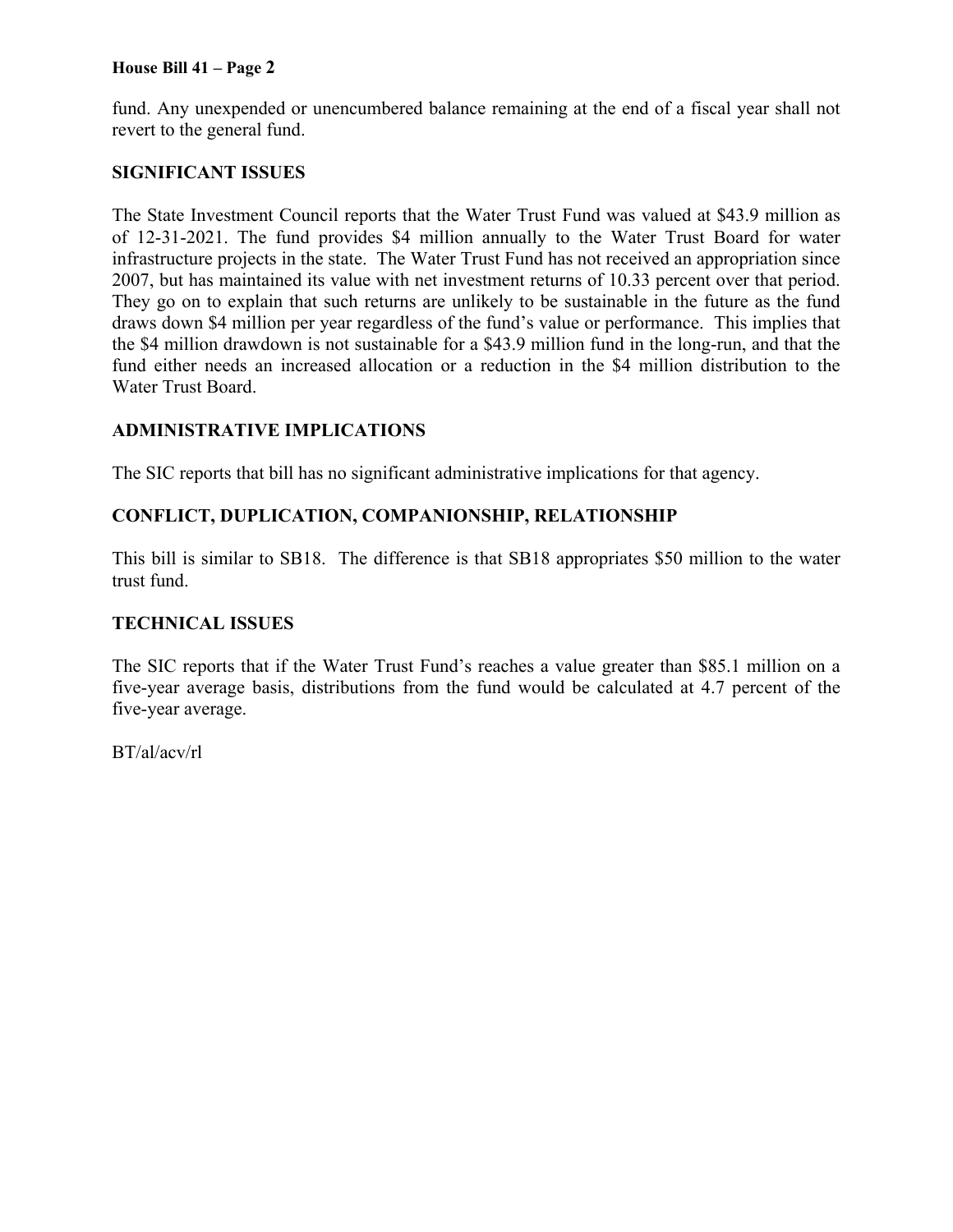fund. Any unexpended or unencumbered balance remaining at the end of a fiscal year shall not revert to the general fund.

**SIGNIFICANT ISSUES**

The State Investment Council reports that the Water Trust Fund was valued at $43.9 million as of 12-31-2021. The fund provides $4 million annually to the Water Trust Board for water infrastructure projects in the state. The Water Trust Fund has not received an appropriation since 2007, but has maintained its value with net investment returns of 10.33 percent over that period. They go on to explain that such returns are unlikely to be sustainable in the future as the fund draws down $4 million per year regardless of the fund's value or performance. This implies that the $4 million drawdown is not sustainable for a $43.9 million fund in the long-run, and that the fund either needs an increased allocation or a reduction in the $4 million distribution to the Water Trust Board.

**ADMINISTRATIVE IMPLICATIONS**

The SIC reports that bill has no significant administrative implications for that agency.

**CONFLICT, DUPLICATION, COMPANIONSHIP, RELATIONSHIP**

This bill is similar to SB18. The difference is that SB18 appropriates $50 million to the water trust fund.

**TECHNICAL ISSUES**

The SIC reports that if the Water Trust Fund's reaches a value greater than $85.1 million on a five-year average basis, distributions from the fund would be calculated at 4.7 percent of the five-year average.

BT/al/acv/rl